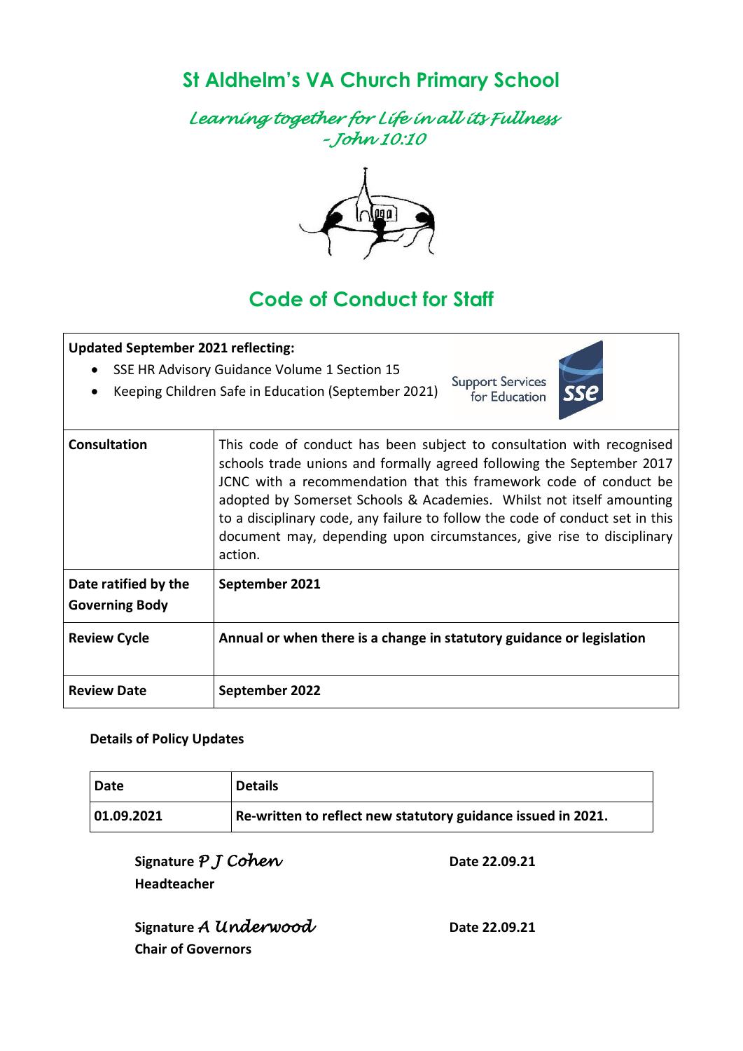# St Aldhelm's VA Church Primary School

*Learning together for Life in all its Fullness – John 10:10*

## Code of Conduct for Staff

| **Updated September 2021 reflecting:**<br>• SSE HR Advisory Guidance Volume 1 Section 15<br>• Keeping Children Safe in Education (September 2021) | |
|---|---|
| **Consultation** | This code of conduct has been subject to consultation with recognised schools trade unions and formally agreed following the September 2017 JCNC with a recommendation that this framework code of conduct be adopted by Somerset Schools & Academies. Whilst not itself amounting to a disciplinary code, any failure to follow the code of conduct set in this document may, depending upon circumstances, give rise to disciplinary action. |
| **Date ratified by the Governing Body** | **September 2021** |
| **Review Cycle** | **Annual or when there is a change in statutory guidance or legislation** |
| **Review Date** | **September 2022** |

**Details of Policy Updates**

| **Date** | **Details** |
|---|---|
| **01.09.2021** | **Re-written to reflect new statutory guidance issued in 2021.** |

**Signature** *P J Cohen* **Date 22.09.21**
**Headteacher**

**Signature** *A Underwood* **Date 22.09.21**
**Chair of Governors**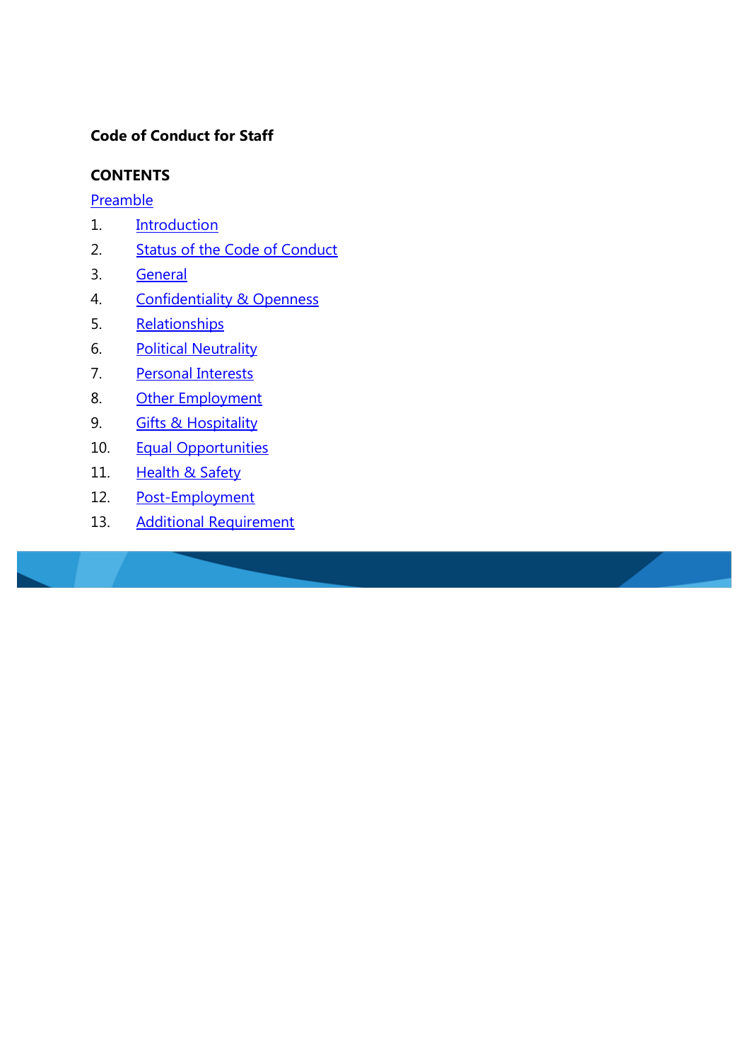**Code of Conduct for Staff**

**CONTENTS**

Preamble

1. Introduction
2. Status of the Code of Conduct
3. General
4. Confidentiality & Openness
5. Relationships
6. Political Neutrality
7. Personal Interests
8. Other Employment
9. Gifts & Hospitality
10. Equal Opportunities
11. Health & Safety
12. Post-Employment
13. Additional Requirement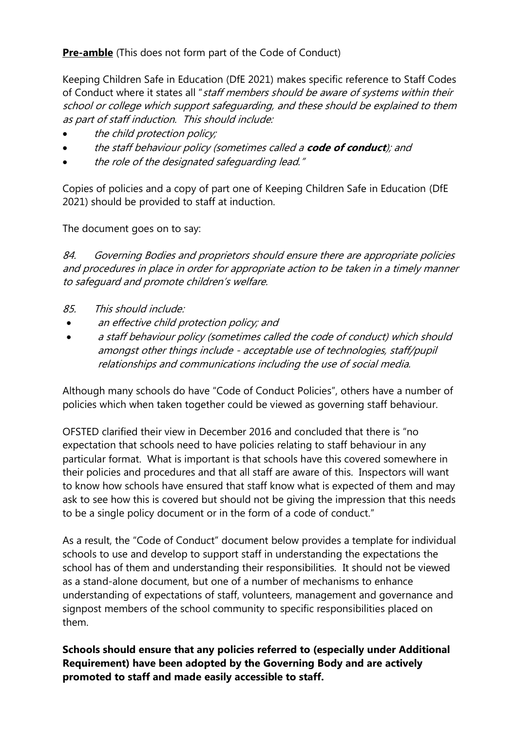**Pre-amble** (This does not form part of the Code of Conduct)

Keeping Children Safe in Education (DfE 2021) makes specific reference to Staff Codes of Conduct where it states all "*staff members should be aware of systems within their school or college which support safeguarding, and these should be explained to them as part of staff induction. This should include:*

- *the child protection policy;*
- *the staff behaviour policy (sometimes called a **code of conduct**); and*
- *the role of the designated safeguarding lead."*

Copies of policies and a copy of part one of Keeping Children Safe in Education (DfE 2021) should be provided to staff at induction.

The document goes on to say:

*84. Governing Bodies and proprietors should ensure there are appropriate policies and procedures in place in order for appropriate action to be taken in a timely manner to safeguard and promote children's welfare.*

*85. This should include:*

- *an effective child protection policy; and*
- *a staff behaviour policy (sometimes called the code of conduct) which should amongst other things include - acceptable use of technologies, staff/pupil relationships and communications including the use of social media.*

Although many schools do have "Code of Conduct Policies", others have a number of policies which when taken together could be viewed as governing staff behaviour.

OFSTED clarified their view in December 2016 and concluded that there is "no expectation that schools need to have policies relating to staff behaviour in any particular format. What is important is that schools have this covered somewhere in their policies and procedures and that all staff are aware of this. Inspectors will want to know how schools have ensured that staff know what is expected of them and may ask to see how this is covered but should not be giving the impression that this needs to be a single policy document or in the form of a code of conduct."

As a result, the "Code of Conduct" document below provides a template for individual schools to use and develop to support staff in understanding the expectations the school has of them and understanding their responsibilities. It should not be viewed as a stand-alone document, but one of a number of mechanisms to enhance understanding of expectations of staff, volunteers, management and governance and signpost members of the school community to specific responsibilities placed on them.

**Schools should ensure that any policies referred to (especially under Additional Requirement) have been adopted by the Governing Body and are actively promoted to staff and made easily accessible to staff.**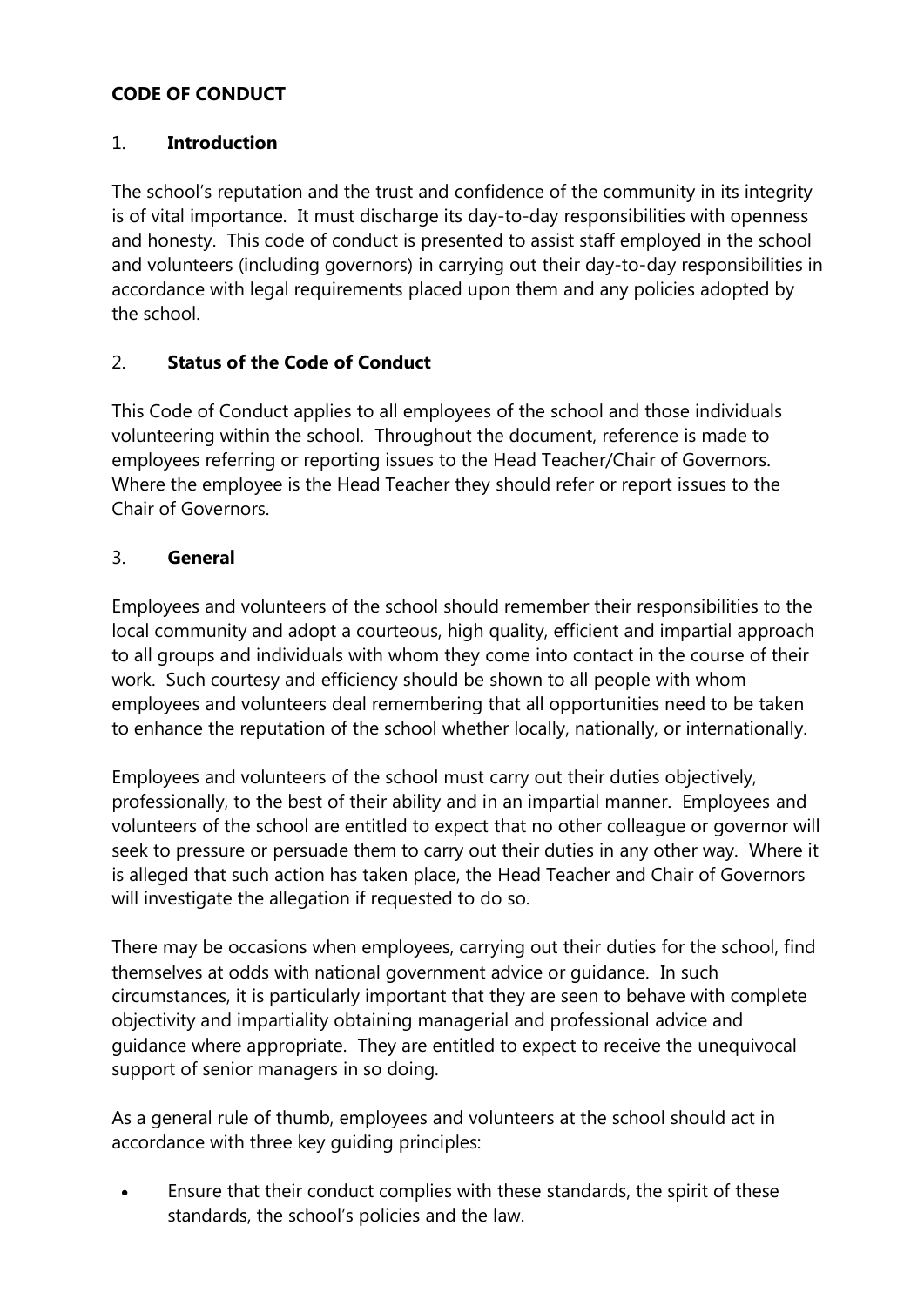**CODE OF CONDUCT**

## 1. Introduction

The school's reputation and the trust and confidence of the community in its integrity is of vital importance. It must discharge its day-to-day responsibilities with openness and honesty. This code of conduct is presented to assist staff employed in the school and volunteers (including governors) in carrying out their day-to-day responsibilities in accordance with legal requirements placed upon them and any policies adopted by the school.

## 2. Status of the Code of Conduct

This Code of Conduct applies to all employees of the school and those individuals volunteering within the school. Throughout the document, reference is made to employees referring or reporting issues to the Head Teacher/Chair of Governors. Where the employee is the Head Teacher they should refer or report issues to the Chair of Governors.

## 3. General

Employees and volunteers of the school should remember their responsibilities to the local community and adopt a courteous, high quality, efficient and impartial approach to all groups and individuals with whom they come into contact in the course of their work. Such courtesy and efficiency should be shown to all people with whom employees and volunteers deal remembering that all opportunities need to be taken to enhance the reputation of the school whether locally, nationally, or internationally.

Employees and volunteers of the school must carry out their duties objectively, professionally, to the best of their ability and in an impartial manner. Employees and volunteers of the school are entitled to expect that no other colleague or governor will seek to pressure or persuade them to carry out their duties in any other way. Where it is alleged that such action has taken place, the Head Teacher and Chair of Governors will investigate the allegation if requested to do so.

There may be occasions when employees, carrying out their duties for the school, find themselves at odds with national government advice or guidance. In such circumstances, it is particularly important that they are seen to behave with complete objectivity and impartiality obtaining managerial and professional advice and guidance where appropriate. They are entitled to expect to receive the unequivocal support of senior managers in so doing.

As a general rule of thumb, employees and volunteers at the school should act in accordance with three key guiding principles:

- Ensure that their conduct complies with these standards, the spirit of these standards, the school's policies and the law.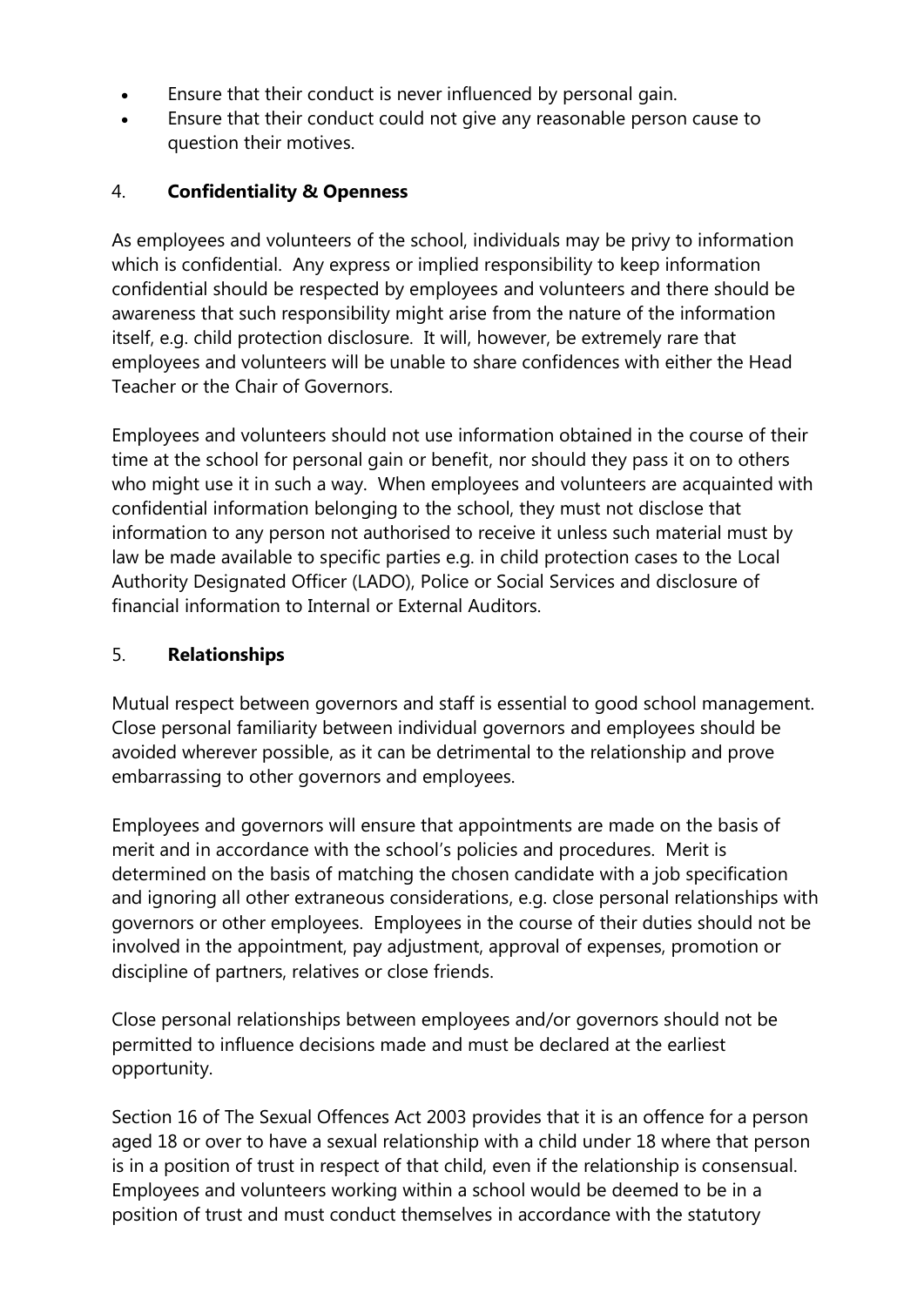- Ensure that their conduct is never influenced by personal gain.
- Ensure that their conduct could not give any reasonable person cause to question their motives.

## 4. **Confidentiality & Openness**

As employees and volunteers of the school, individuals may be privy to information which is confidential. Any express or implied responsibility to keep information confidential should be respected by employees and volunteers and there should be awareness that such responsibility might arise from the nature of the information itself, e.g. child protection disclosure. It will, however, be extremely rare that employees and volunteers will be unable to share confidences with either the Head Teacher or the Chair of Governors.

Employees and volunteers should not use information obtained in the course of their time at the school for personal gain or benefit, nor should they pass it on to others who might use it in such a way. When employees and volunteers are acquainted with confidential information belonging to the school, they must not disclose that information to any person not authorised to receive it unless such material must by law be made available to specific parties e.g. in child protection cases to the Local Authority Designated Officer (LADO), Police or Social Services and disclosure of financial information to Internal or External Auditors.

## 5. **Relationships**

Mutual respect between governors and staff is essential to good school management. Close personal familiarity between individual governors and employees should be avoided wherever possible, as it can be detrimental to the relationship and prove embarrassing to other governors and employees.

Employees and governors will ensure that appointments are made on the basis of merit and in accordance with the school's policies and procedures. Merit is determined on the basis of matching the chosen candidate with a job specification and ignoring all other extraneous considerations, e.g. close personal relationships with governors or other employees. Employees in the course of their duties should not be involved in the appointment, pay adjustment, approval of expenses, promotion or discipline of partners, relatives or close friends.

Close personal relationships between employees and/or governors should not be permitted to influence decisions made and must be declared at the earliest opportunity.

Section 16 of The Sexual Offences Act 2003 provides that it is an offence for a person aged 18 or over to have a sexual relationship with a child under 18 where that person is in a position of trust in respect of that child, even if the relationship is consensual. Employees and volunteers working within a school would be deemed to be in a position of trust and must conduct themselves in accordance with the statutory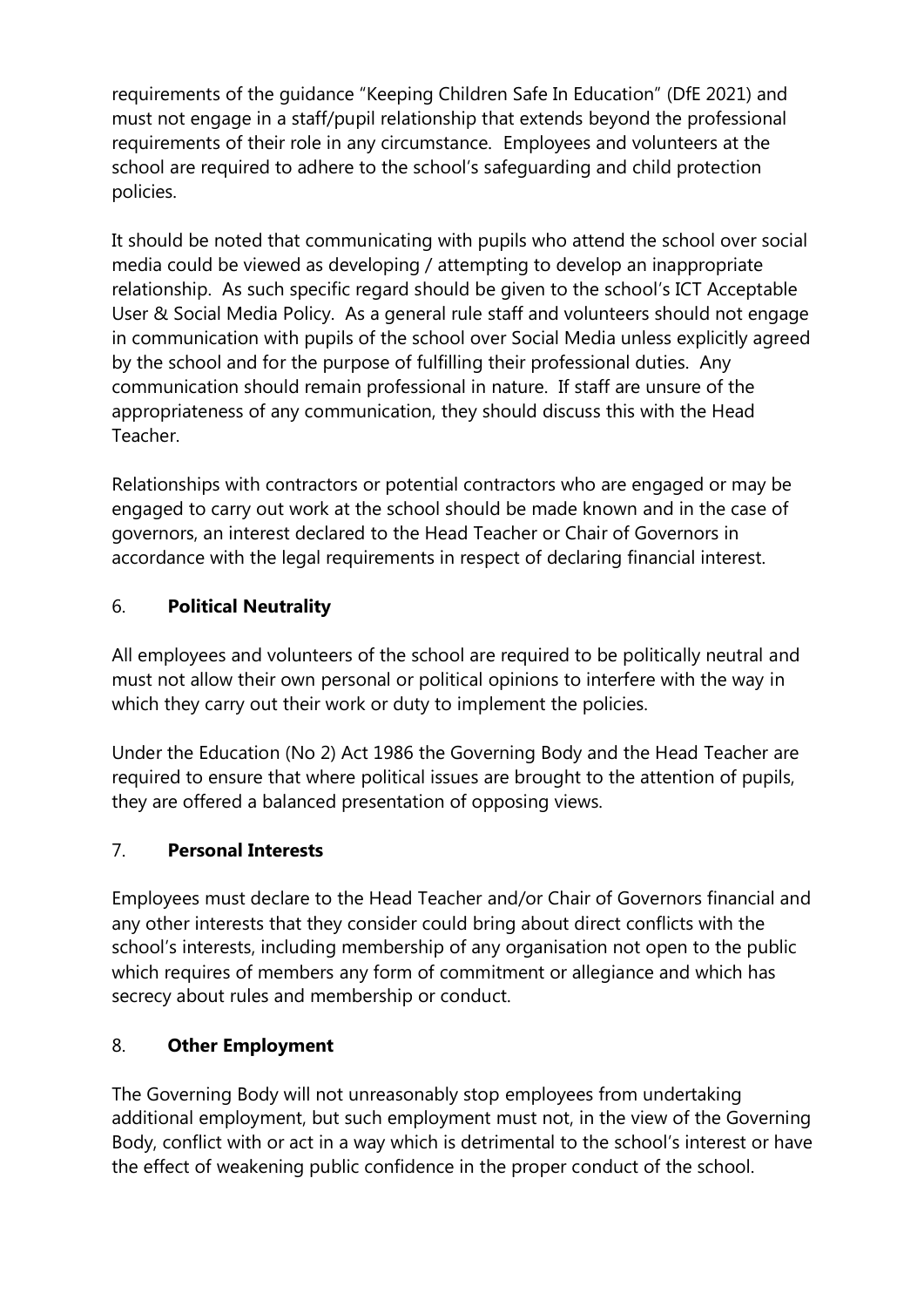requirements of the guidance "Keeping Children Safe In Education" (DfE 2021) and must not engage in a staff/pupil relationship that extends beyond the professional requirements of their role in any circumstance. Employees and volunteers at the school are required to adhere to the school's safeguarding and child protection policies.

It should be noted that communicating with pupils who attend the school over social media could be viewed as developing / attempting to develop an inappropriate relationship. As such specific regard should be given to the school's ICT Acceptable User & Social Media Policy. As a general rule staff and volunteers should not engage in communication with pupils of the school over Social Media unless explicitly agreed by the school and for the purpose of fulfilling their professional duties. Any communication should remain professional in nature. If staff are unsure of the appropriateness of any communication, they should discuss this with the Head Teacher.

Relationships with contractors or potential contractors who are engaged or may be engaged to carry out work at the school should be made known and in the case of governors, an interest declared to the Head Teacher or Chair of Governors in accordance with the legal requirements in respect of declaring financial interest.

## 6. **Political Neutrality**

All employees and volunteers of the school are required to be politically neutral and must not allow their own personal or political opinions to interfere with the way in which they carry out their work or duty to implement the policies.

Under the Education (No 2) Act 1986 the Governing Body and the Head Teacher are required to ensure that where political issues are brought to the attention of pupils, they are offered a balanced presentation of opposing views.

## 7. **Personal Interests**

Employees must declare to the Head Teacher and/or Chair of Governors financial and any other interests that they consider could bring about direct conflicts with the school's interests, including membership of any organisation not open to the public which requires of members any form of commitment or allegiance and which has secrecy about rules and membership or conduct.

## 8. **Other Employment**

The Governing Body will not unreasonably stop employees from undertaking additional employment, but such employment must not, in the view of the Governing Body, conflict with or act in a way which is detrimental to the school's interest or have the effect of weakening public confidence in the proper conduct of the school.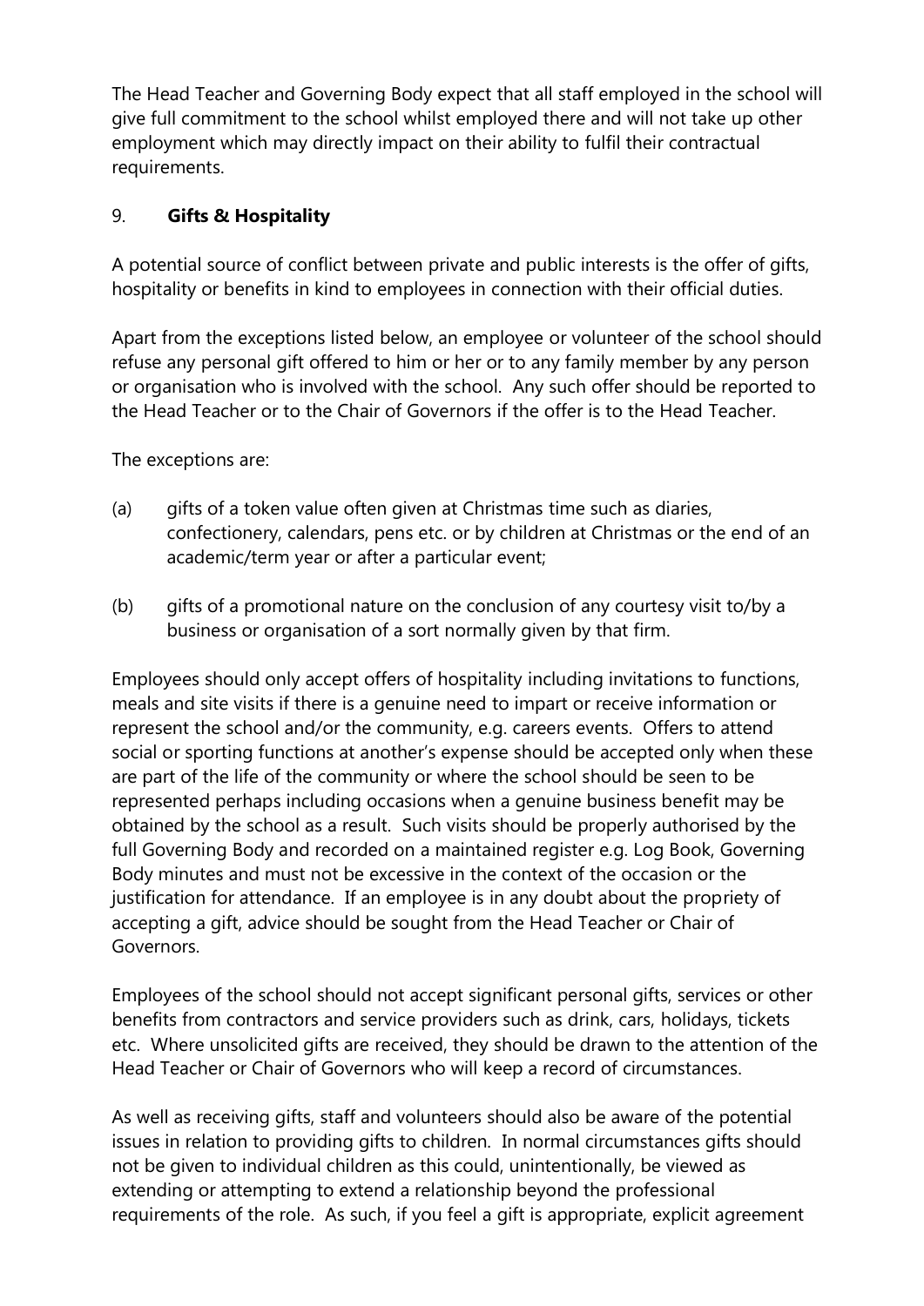The Head Teacher and Governing Body expect that all staff employed in the school will give full commitment to the school whilst employed there and will not take up other employment which may directly impact on their ability to fulfil their contractual requirements.

## 9. **Gifts & Hospitality**

A potential source of conflict between private and public interests is the offer of gifts, hospitality or benefits in kind to employees in connection with their official duties.

Apart from the exceptions listed below, an employee or volunteer of the school should refuse any personal gift offered to him or her or to any family member by any person or organisation who is involved with the school. Any such offer should be reported to the Head Teacher or to the Chair of Governors if the offer is to the Head Teacher.

The exceptions are:

(a) gifts of a token value often given at Christmas time such as diaries, confectionery, calendars, pens etc. or by children at Christmas or the end of an academic/term year or after a particular event;

(b) gifts of a promotional nature on the conclusion of any courtesy visit to/by a business or organisation of a sort normally given by that firm.

Employees should only accept offers of hospitality including invitations to functions, meals and site visits if there is a genuine need to impart or receive information or represent the school and/or the community, e.g. careers events. Offers to attend social or sporting functions at another's expense should be accepted only when these are part of the life of the community or where the school should be seen to be represented perhaps including occasions when a genuine business benefit may be obtained by the school as a result. Such visits should be properly authorised by the full Governing Body and recorded on a maintained register e.g. Log Book, Governing Body minutes and must not be excessive in the context of the occasion or the justification for attendance. If an employee is in any doubt about the propriety of accepting a gift, advice should be sought from the Head Teacher or Chair of Governors.

Employees of the school should not accept significant personal gifts, services or other benefits from contractors and service providers such as drink, cars, holidays, tickets etc. Where unsolicited gifts are received, they should be drawn to the attention of the Head Teacher or Chair of Governors who will keep a record of circumstances.

As well as receiving gifts, staff and volunteers should also be aware of the potential issues in relation to providing gifts to children. In normal circumstances gifts should not be given to individual children as this could, unintentionally, be viewed as extending or attempting to extend a relationship beyond the professional requirements of the role. As such, if you feel a gift is appropriate, explicit agreement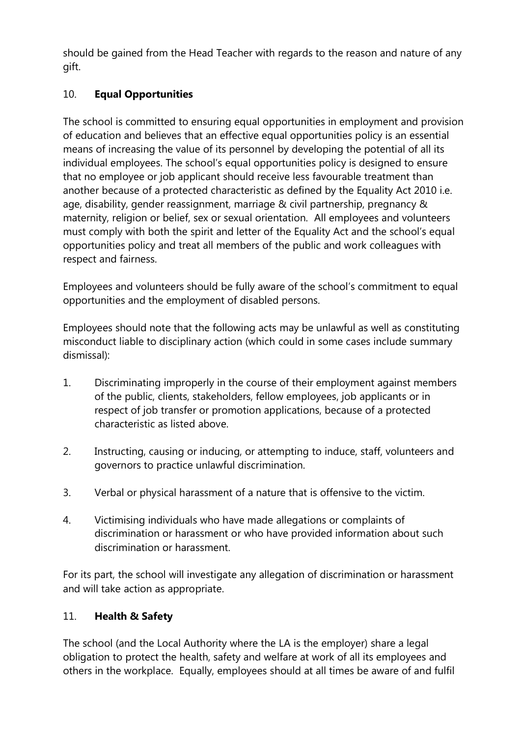should be gained from the Head Teacher with regards to the reason and nature of any gift.

## 10. **Equal Opportunities**

The school is committed to ensuring equal opportunities in employment and provision of education and believes that an effective equal opportunities policy is an essential means of increasing the value of its personnel by developing the potential of all its individual employees. The school's equal opportunities policy is designed to ensure that no employee or job applicant should receive less favourable treatment than another because of a protected characteristic as defined by the Equality Act 2010 i.e. age, disability, gender reassignment, marriage & civil partnership, pregnancy & maternity, religion or belief, sex or sexual orientation. All employees and volunteers must comply with both the spirit and letter of the Equality Act and the school's equal opportunities policy and treat all members of the public and work colleagues with respect and fairness.

Employees and volunteers should be fully aware of the school's commitment to equal opportunities and the employment of disabled persons.

Employees should note that the following acts may be unlawful as well as constituting misconduct liable to disciplinary action (which could in some cases include summary dismissal):

1. Discriminating improperly in the course of their employment against members of the public, clients, stakeholders, fellow employees, job applicants or in respect of job transfer or promotion applications, because of a protected characteristic as listed above.

2. Instructing, causing or inducing, or attempting to induce, staff, volunteers and governors to practice unlawful discrimination.

3. Verbal or physical harassment of a nature that is offensive to the victim.

4. Victimising individuals who have made allegations or complaints of discrimination or harassment or who have provided information about such discrimination or harassment.

For its part, the school will investigate any allegation of discrimination or harassment and will take action as appropriate.

## 11. **Health & Safety**

The school (and the Local Authority where the LA is the employer) share a legal obligation to protect the health, safety and welfare at work of all its employees and others in the workplace. Equally, employees should at all times be aware of and fulfil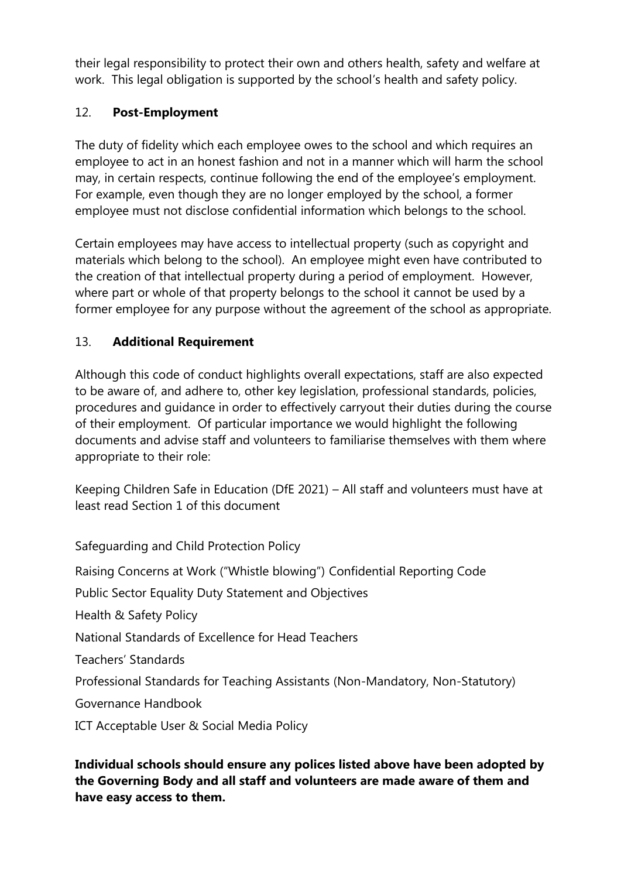their legal responsibility to protect their own and others health, safety and welfare at work. This legal obligation is supported by the school's health and safety policy.

## 12. **Post-Employment**

The duty of fidelity which each employee owes to the school and which requires an employee to act in an honest fashion and not in a manner which will harm the school may, in certain respects, continue following the end of the employee's employment. For example, even though they are no longer employed by the school, a former employee must not disclose confidential information which belongs to the school.

Certain employees may have access to intellectual property (such as copyright and materials which belong to the school). An employee might even have contributed to the creation of that intellectual property during a period of employment. However, where part or whole of that property belongs to the school it cannot be used by a former employee for any purpose without the agreement of the school as appropriate.

## 13. **Additional Requirement**

Although this code of conduct highlights overall expectations, staff are also expected to be aware of, and adhere to, other key legislation, professional standards, policies, procedures and guidance in order to effectively carryout their duties during the course of their employment. Of particular importance we would highlight the following documents and advise staff and volunteers to familiarise themselves with them where appropriate to their role:

Keeping Children Safe in Education (DfE 2021) – All staff and volunteers must have at least read Section 1 of this document

Safeguarding and Child Protection Policy

Raising Concerns at Work ("Whistle blowing") Confidential Reporting Code

Public Sector Equality Duty Statement and Objectives

Health & Safety Policy

National Standards of Excellence for Head Teachers

Teachers' Standards

Professional Standards for Teaching Assistants (Non-Mandatory, Non-Statutory)

Governance Handbook

ICT Acceptable User & Social Media Policy

**Individual schools should ensure any polices listed above have been adopted by the Governing Body and all staff and volunteers are made aware of them and have easy access to them.**